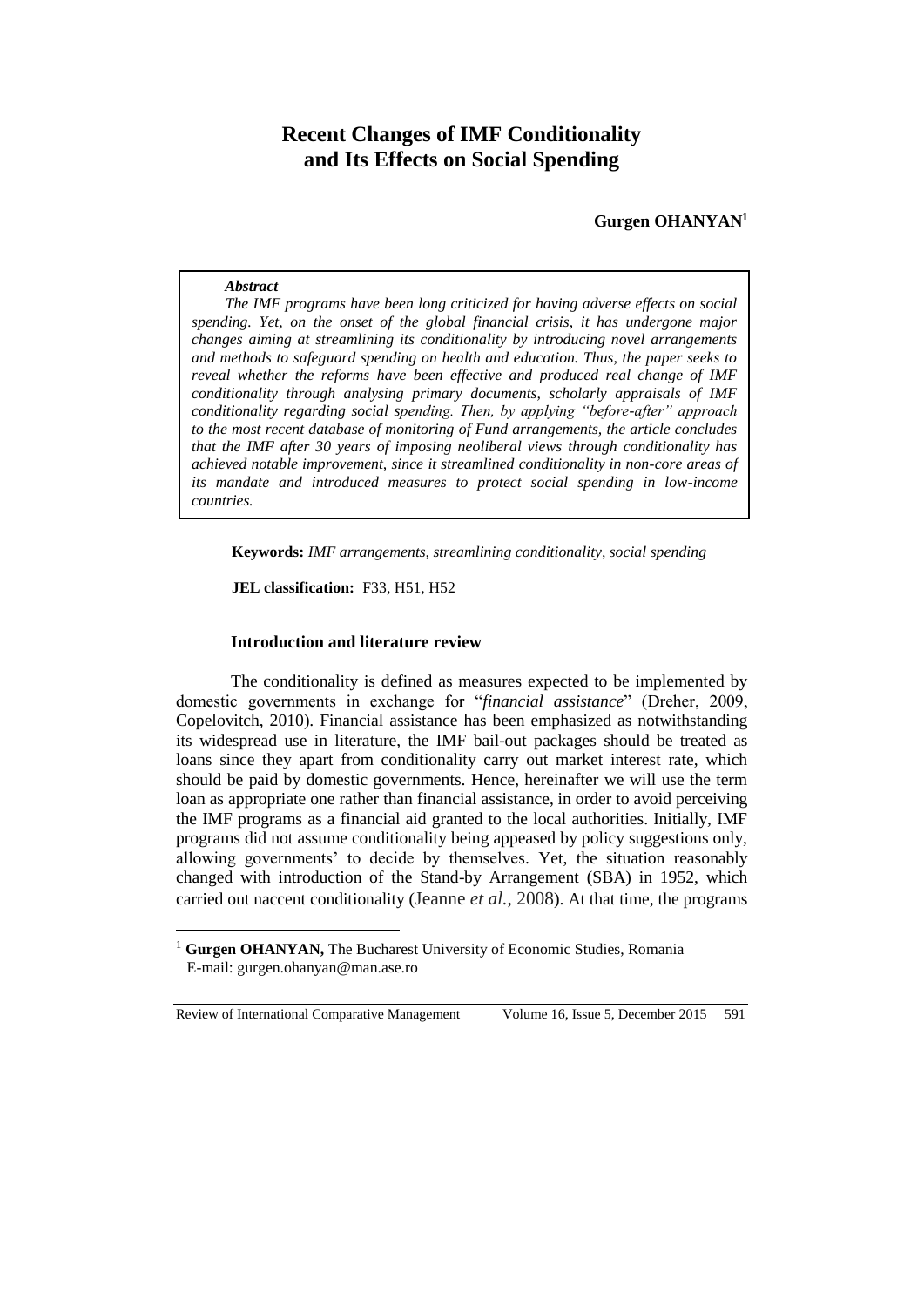# Recent Changes of IMF Conditionality and Its Effects on Social Spending

**Gurgen OHANYAN**[1]

***Abstract***

*The IMF programs have been long criticized for having adverse effects on social spending. Yet, on the onset of the global financial crisis, it has undergone major changes aiming at streamlining its conditionality by introducing novel arrangements and methods to safeguard spending on health and education. Thus, the paper seeks to reveal whether the reforms have been effective and produced real change of IMF conditionality through analysing primary documents, scholarly appraisals of IMF conditionality regarding social spending. Then, by applying "before-after" approach to the most recent database of monitoring of Fund arrangements, the article concludes that the IMF after 30 years of imposing neoliberal views through conditionality has achieved notable improvement, since it streamlined conditionality in non-core areas of its mandate and introduced measures to protect social spending in low-income countries.*

**Keywords:** *IMF arrangements, streamlining conditionality, social spending*

**JEL classification:** F33, H51, H52

## Introduction and literature review

The conditionality is defined as measures expected to be implemented by domestic governments in exchange for "*financial assistance*" (Dreher, 2009, Copelovitch, 2010). Financial assistance has been emphasized as notwithstanding its widespread use in literature, the IMF bail-out packages should be treated as loans since they apart from conditionality carry out market interest rate, which should be paid by domestic governments. Hence, hereinafter we will use the term loan as appropriate one rather than financial assistance, in order to avoid perceiving the IMF programs as a financial aid granted to the local authorities. Initially, IMF programs did not assume conditionality being appeased by policy suggestions only, allowing governments' to decide by themselves. Yet, the situation reasonably changed with introduction of the Stand-by Arrangement (SBA) in 1952, which carried out naccent conditionality (Jeanne *et al.*, 2008). At that time, the programs

[1] **Gurgen OHANYAN,** The Bucharest University of Economic Studies, Romania
E-mail: gurgen.ohanyan@man.ase.ro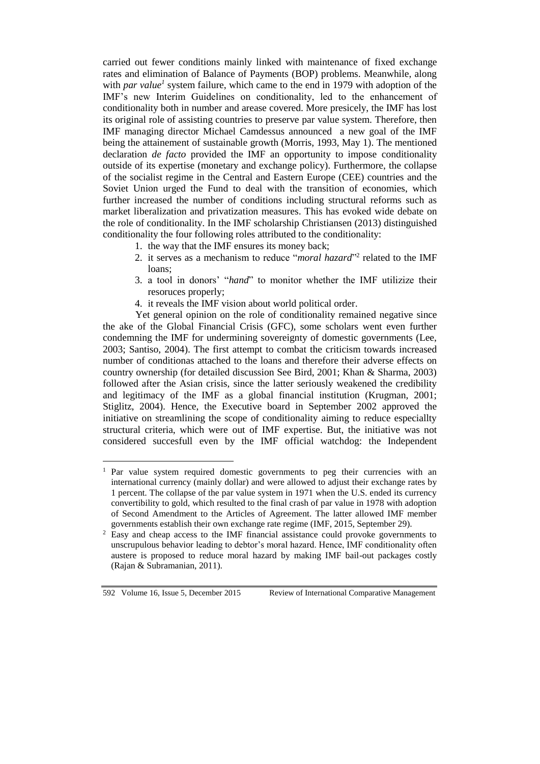carried out fewer conditions mainly linked with maintenance of fixed exchange rates and elimination of Balance of Payments (BOP) problems. Meanwhile, along with *par value*[1] system failure, which came to the end in 1979 with adoption of the IMF's new Interim Guidelines on conditionality, led to the enhancement of conditionality both in number and arease covered. More presicely, the IMF has lost its original role of assisting countries to preserve par value system. Therefore, then IMF managing director Michael Camdessus announced a new goal of the IMF being the attainement of sustainable growth (Morris, 1993, May 1). The mentioned declaration *de facto* provided the IMF an opportunity to impose conditionality outside of its expertise (monetary and exchange policy). Furthermore, the collapse of the socialist regime in the Central and Eastern Europe (CEE) countries and the Soviet Union urged the Fund to deal with the transition of economies, which further increased the number of conditions including structural reforms such as market liberalization and privatization measures. This has evoked wide debate on the role of conditionality. In the IMF scholarship Christiansen (2013) distinguished conditionality the four following roles attributed to the conditionality:

1. the way that the IMF ensures its money back;
2. it serves as a mechanism to reduce "*moral hazard*"[2] related to the IMF loans;
3. a tool in donors' "*hand*" to monitor whether the IMF utilize their resoruces properly;
4. it reveals the IMF vision about world political order.

Yet general opinion on the role of conditionality remained negative since the ake of the Global Financial Crisis (GFC), some scholars went even further condemning the IMF for undermining sovereignty of domestic governments (Lee, 2003; Santiso, 2004). The first attempt to combat the criticism towards increased number of conditionas attached to the loans and therefore their adverse effects on country ownership (for detailed discussion See Bird, 2001; Khan & Sharma, 2003) followed after the Asian crisis, since the latter seriously weakened the credibility and legitimacy of the IMF as a global financial institution (Krugman, 2001; Stiglitz, 2004). Hence, the Executive board in September 2002 approved the initiative on streamlining the scope of conditionality aiming to reduce especiallty structural criteria, which were out of IMF expertise. But, the initiative was not considered succesfull even by the IMF official watchdog: the Independent

---

[1] Par value system required domestic governments to peg their currencies with an international currency (mainly dollar) and were allowed to adjust their exchange rates by 1 percent. The collapse of the par value system in 1971 when the U.S. ended its currency convertibility to gold, which resulted to the final crash of par value in 1978 with adoption of Second Amendment to the Articles of Agreement. The latter allowed IMF member governments establish their own exchange rate regime (IMF, 2015, September 29).

[2] Easy and cheap access to the IMF financial assistance could provoke governments to unscrupulous behavior leading to debtor's moral hazard. Hence, IMF conditionality often austere is proposed to reduce moral hazard by making IMF bail-out packages costly (Rajan & Subramanian, 2011).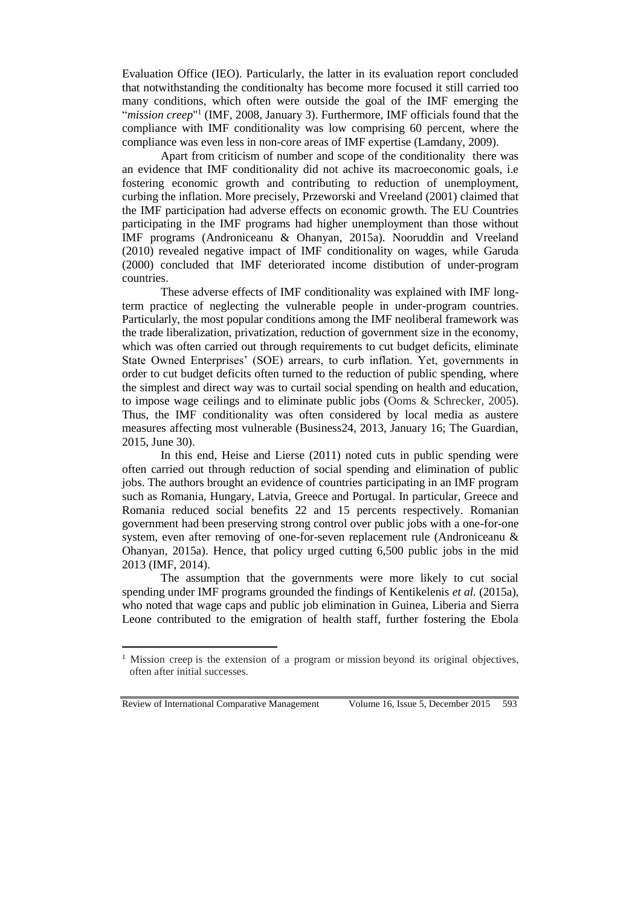Evaluation Office (IEO). Particularly, the latter in its evaluation report concluded that notwithstanding the conditionalty has become more focused it still carried too many conditions, which often were outside the goal of the IMF emerging the "*mission creep*"[1] (IMF, 2008, January 3). Furthermore, IMF officials found that the compliance with IMF conditionality was low comprising 60 percent, where the compliance was even less in non-core areas of IMF expertise (Lamdany, 2009).

Apart from criticism of number and scope of the conditionality there was an evidence that IMF conditionality did not achive its macroeconomic goals, i.e fostering economic growth and contributing to reduction of unemployment, curbing the inflation. More precisely, Przeworski and Vreeland (2001) claimed that the IMF participation had adverse effects on economic growth. The EU Countries participating in the IMF programs had higher unemployment than those without IMF programs (Androniceanu & Ohanyan, 2015a). Nooruddin and Vreeland (2010) revealed negative impact of IMF conditionality on wages, while Garuda (2000) concluded that IMF deteriorated income distibution of under-program countries.

These adverse effects of IMF conditionality was explained with IMF long-term practice of neglecting the vulnerable people in under-program countries. Particularly, the most popular conditions among the IMF neoliberal framework was the trade liberalization, privatization, reduction of government size in the economy, which was often carried out through requirements to cut budget deficits, eliminate State Owned Enterprises' (SOE) arrears, to curb inflation. Yet, governments in order to cut budget deficits often turned to the reduction of public spending, where the simplest and direct way was to curtail social spending on health and education, to impose wage ceilings and to eliminate public jobs (Ooms & Schrecker, 2005). Thus, the IMF conditionality was often considered by local media as austere measures affecting most vulnerable (Business24, 2013, January 16; The Guardian, 2015, June 30).

In this end, Heise and Lierse (2011) noted cuts in public spending were often carried out through reduction of social spending and elimination of public jobs. The authors brought an evidence of countries participating in an IMF program such as Romania, Hungary, Latvia, Greece and Portugal. In particular, Greece and Romania reduced social benefits 22 and 15 percents respectively. Romanian government had been preserving strong control over public jobs with a one-for-one system, even after removing of one-for-seven replacement rule (Androniceanu & Ohanyan, 2015a). Hence, that policy urged cutting 6,500 public jobs in the mid 2013 (IMF, 2014).

The assumption that the governments were more likely to cut social spending under IMF programs grounded the findings of Kentikelenis *et al.* (2015a), who noted that wage caps and public job elimination in Guinea, Liberia and Sierra Leone contributed to the emigration of health staff, further fostering the Ebola

[1] Mission creep is the extension of a program or mission beyond its original objectives, often after initial successes.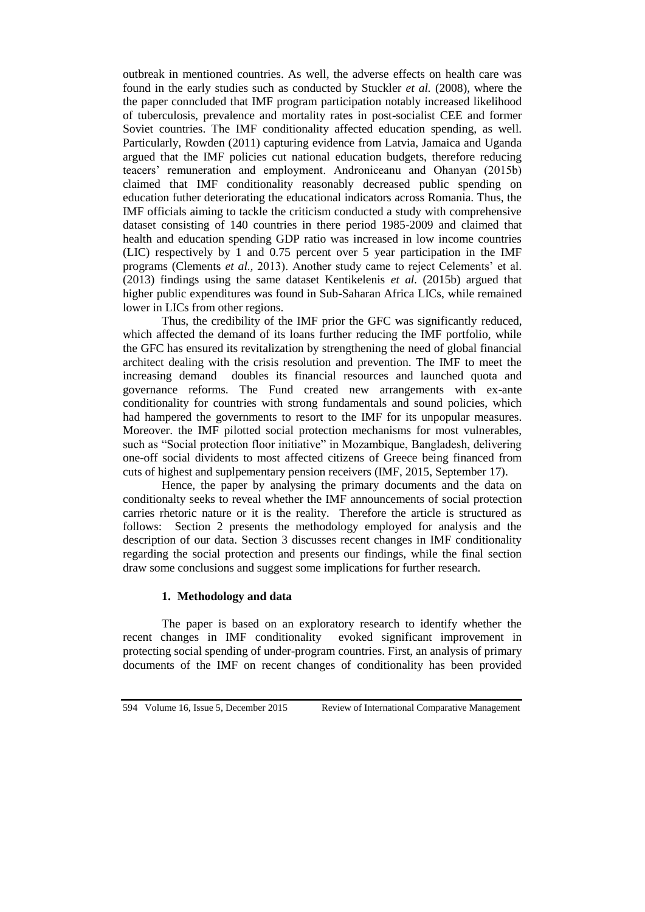outbreak in mentioned countries. As well, the adverse effects on health care was found in the early studies such as conducted by Stuckler *et al.* (2008), where the the paper conncluded that IMF program participation notably increased likelihood of tuberculosis, prevalence and mortality rates in post-socialist CEE and former Soviet countries. The IMF conditionality affected education spending, as well. Particularly, Rowden (2011) capturing evidence from Latvia, Jamaica and Uganda argued that the IMF policies cut national education budgets, therefore reducing teacers' remuneration and employment. Androniceanu and Ohanyan (2015b) claimed that IMF conditionality reasonably decreased public spending on education futher deteriorating the educational indicators across Romania. Thus, the IMF officials aiming to tackle the criticism conducted a study with comprehensive dataset consisting of 140 countries in there period 1985-2009 and claimed that health and education spending GDP ratio was increased in low income countries (LIC) respectively by 1 and 0.75 percent over 5 year participation in the IMF programs (Clements *et al.,* 2013). Another study came to reject Celements' et al. (2013) findings using the same dataset Kentikelenis *et al.* (2015b) argued that higher public expenditures was found in Sub-Saharan Africa LICs, while remained lower in LICs from other regions.

Thus, the credibility of the IMF prior the GFC was significantly reduced, which affected the demand of its loans further reducing the IMF portfolio, while the GFC has ensured its revitalization by strengthening the need of global financial architect dealing with the crisis resolution and prevention. The IMF to meet the increasing demand doubles its financial resources and launched quota and governance reforms. The Fund created new arrangements with ex-ante conditionality for countries with strong fundamentals and sound policies, which had hampered the governments to resort to the IMF for its unpopular measures. Moreover. the IMF pilotted social protection mechanisms for most vulnerables, such as "Social protection floor initiative" in Mozambique, Bangladesh, delivering one-off social dividents to most affected citizens of Greece being financed from cuts of highest and suplpementary pension receivers (IMF, 2015, September 17).

Hence, the paper by analysing the primary documents and the data on conditionalty seeks to reveal whether the IMF announcements of social protection carries rhetoric nature or it is the reality. Therefore the article is structured as follows: Section 2 presents the methodology employed for analysis and the description of our data. Section 3 discusses recent changes in IMF conditionality regarding the social protection and presents our findings, while the final section draw some conclusions and suggest some implications for further research.

## 1. Methodology and data

The paper is based on an exploratory research to identify whether the recent changes in IMF conditionality evoked significant improvement in protecting social spending of under-program countries. First, an analysis of primary documents of the IMF on recent changes of conditionality has been provided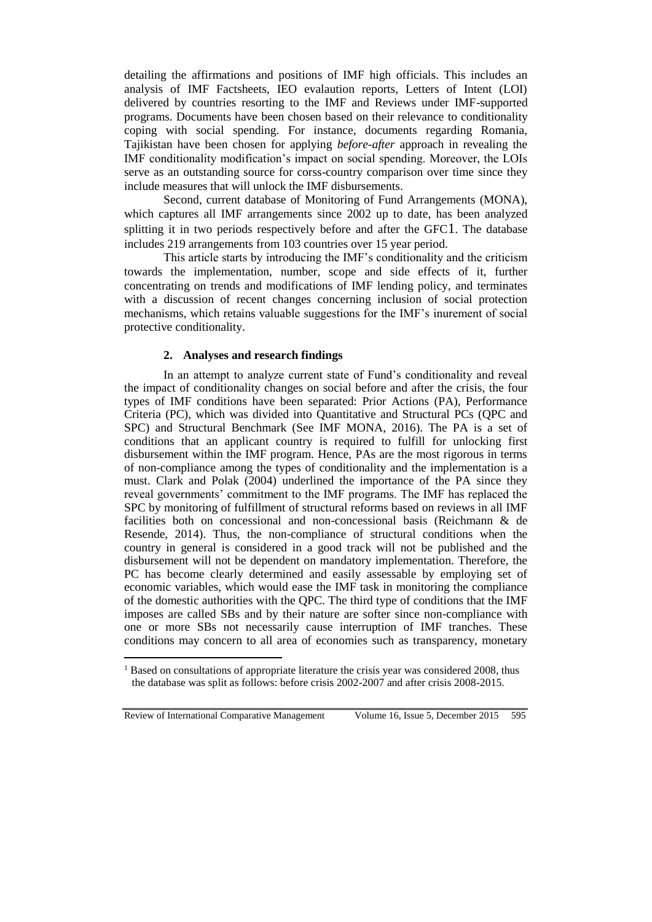detailing the affirmations and positions of IMF high officials. This includes an analysis of IMF Factsheets, IEO evalaution reports, Letters of Intent (LOI) delivered by countries resorting to the IMF and Reviews under IMF-supported programs. Documents have been chosen based on their relevance to conditionality coping with social spending. For instance, documents regarding Romania, Tajikistan have been chosen for applying *before-after* approach in revealing the IMF conditionality modification's impact on social spending. Moreover, the LOIs serve as an outstanding source for corss-country comparison over time since they include measures that will unlock the IMF disbursements.

Second, current database of Monitoring of Fund Arrangements (MONA), which captures all IMF arrangements since 2002 up to date, has been analyzed splitting it in two periods respectively before and after the GFC[1]. The database includes 219 arrangements from 103 countries over 15 year period.

This article starts by introducing the IMF's conditionality and the criticism towards the implementation, number, scope and side effects of it, further concentrating on trends and modifications of IMF lending policy, and terminates with a discussion of recent changes concerning inclusion of social protection mechanisms, which retains valuable suggestions for the IMF's inurement of social protective conditionality.

## 2. Analyses and research findings

In an attempt to analyze current state of Fund's conditionality and reveal the impact of conditionality changes on social before and after the crisis, the four types of IMF conditions have been separated: Prior Actions (PA), Performance Criteria (PC), which was divided into Quantitative and Structural PCs (QPC and SPC) and Structural Benchmark (See IMF MONA, 2016). The PA is a set of conditions that an applicant country is required to fulfill for unlocking first disbursement within the IMF program. Hence, PAs are the most rigorous in terms of non-compliance among the types of conditionality and the implementation is a must. Clark and Polak (2004) underlined the importance of the PA since they reveal governments' commitment to the IMF programs. The IMF has replaced the SPC by monitoring of fulfillment of structural reforms based on reviews in all IMF facilities both on concessional and non-concessional basis (Reichmann & de Resende, 2014). Thus, the non-compliance of structural conditions when the country in general is considered in a good track will not be published and the disbursement will not be dependent on mandatory implementation. Therefore, the PC has become clearly determined and easily assessable by employing set of economic variables, which would ease the IMF task in monitoring the compliance of the domestic authorities with the QPC. The third type of conditions that the IMF imposes are called SBs and by their nature are softer since non-compliance with one or more SBs not necessarily cause interruption of IMF tranches. These conditions may concern to all area of economies such as transparency, monetary

[1] Based on consultations of appropriate literature the crisis year was considered 2008, thus the database was split as follows: before crisis 2002-2007 and after crisis 2008-2015.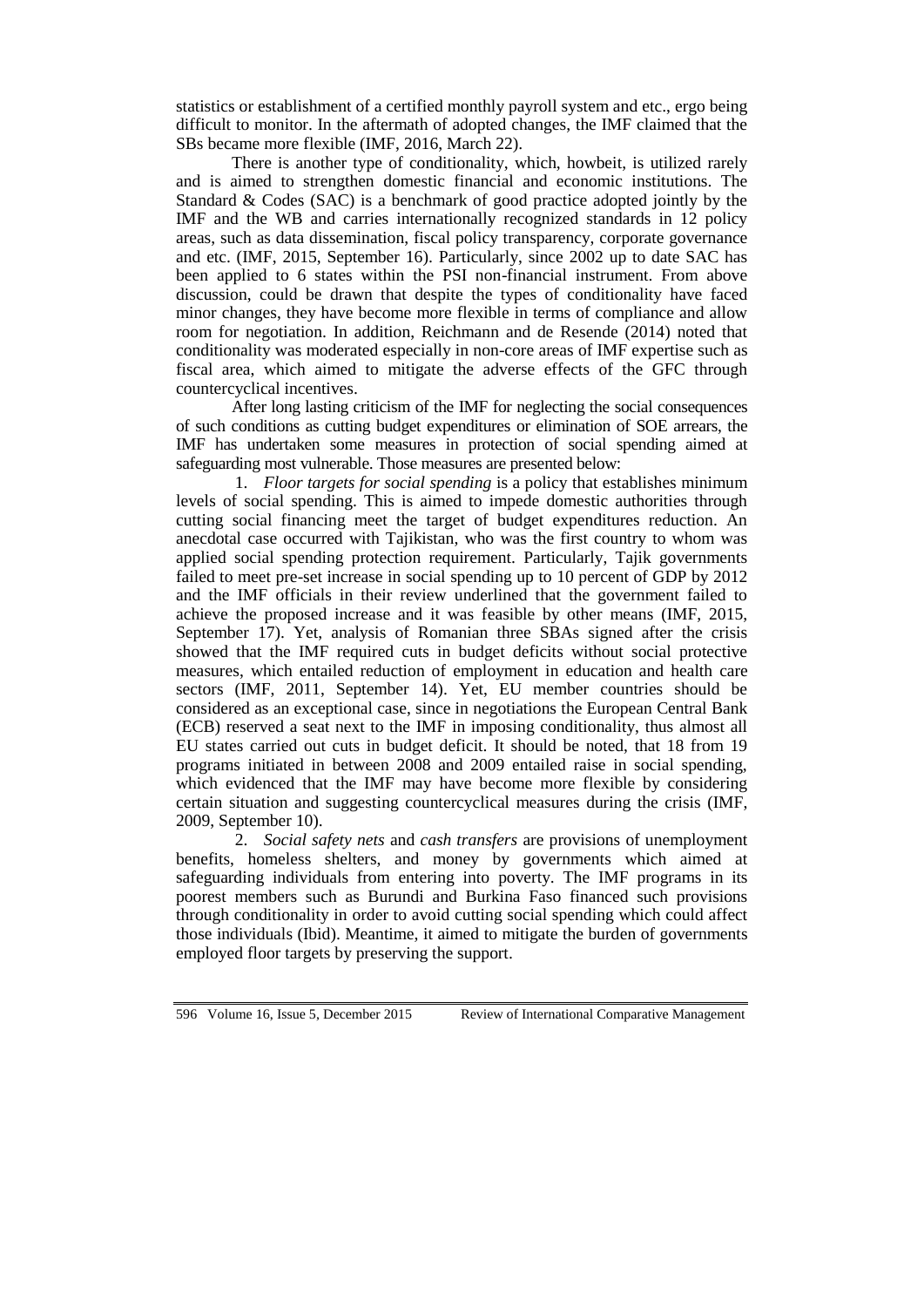statistics or establishment of a certified monthly payroll system and etc., ergo being difficult to monitor. In the aftermath of adopted changes, the IMF claimed that the SBs became more flexible (IMF, 2016, March 22).

There is another type of conditionality, which, howbeit, is utilized rarely and is aimed to strengthen domestic financial and economic institutions. The Standard & Codes (SAC) is a benchmark of good practice adopted jointly by the IMF and the WB and carries internationally recognized standards in 12 policy areas, such as data dissemination, fiscal policy transparency, corporate governance and etc. (IMF, 2015, September 16). Particularly, since 2002 up to date SAC has been applied to 6 states within the PSI non-financial instrument. From above discussion, could be drawn that despite the types of conditionality have faced minor changes, they have become more flexible in terms of compliance and allow room for negotiation. In addition, Reichmann and de Resende (2014) noted that conditionality was moderated especially in non-core areas of IMF expertise such as fiscal area, which aimed to mitigate the adverse effects of the GFC through countercyclical incentives.

After long lasting criticism of the IMF for neglecting the social consequences of such conditions as cutting budget expenditures or elimination of SOE arrears, the IMF has undertaken some measures in protection of social spending aimed at safeguarding most vulnerable. Those measures are presented below:

1. *Floor targets for social spending* is a policy that establishes minimum levels of social spending. This is aimed to impede domestic authorities through cutting social financing meet the target of budget expenditures reduction. An anecdotal case occurred with Tajikistan, who was the first country to whom was applied social spending protection requirement. Particularly, Tajik governments failed to meet pre-set increase in social spending up to 10 percent of GDP by 2012 and the IMF officials in their review underlined that the government failed to achieve the proposed increase and it was feasible by other means (IMF, 2015, September 17). Yet, analysis of Romanian three SBAs signed after the crisis showed that the IMF required cuts in budget deficits without social protective measures, which entailed reduction of employment in education and health care sectors (IMF, 2011, September 14). Yet, EU member countries should be considered as an exceptional case, since in negotiations the European Central Bank (ECB) reserved a seat next to the IMF in imposing conditionality, thus almost all EU states carried out cuts in budget deficit. It should be noted, that 18 from 19 programs initiated in between 2008 and 2009 entailed raise in social spending, which evidenced that the IMF may have become more flexible by considering certain situation and suggesting countercyclical measures during the crisis (IMF, 2009, September 10).

2. *Social safety nets* and *cash transfers* are provisions of unemployment benefits, homeless shelters, and money by governments which aimed at safeguarding individuals from entering into poverty. The IMF programs in its poorest members such as Burundi and Burkina Faso financed such provisions through conditionality in order to avoid cutting social spending which could affect those individuals (Ibid). Meantime, it aimed to mitigate the burden of governments employed floor targets by preserving the support.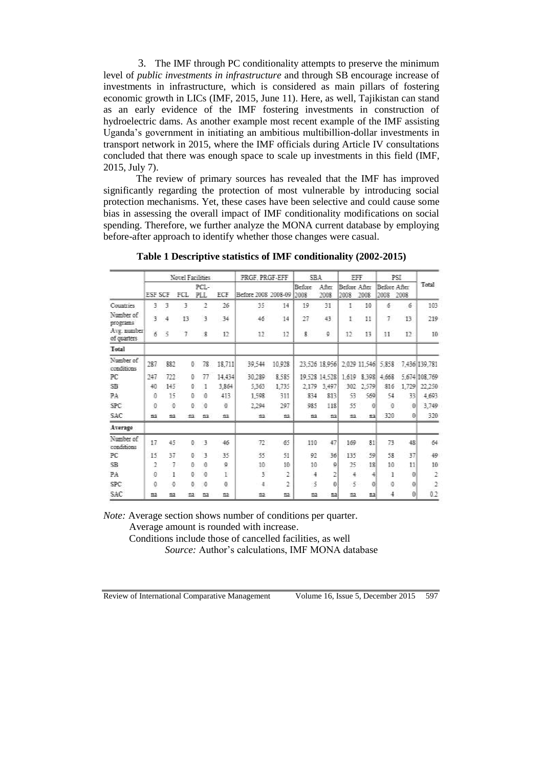3. The IMF through PC conditionality attempts to preserve the minimum level of *public investments in infrastructure* and through SB encourage increase of investments in infrastructure, which is considered as main pillars of fostering economic growth in LICs (IMF, 2015, June 11). Here, as well, Tajikistan can stand as an early evidence of the IMF fostering investments in construction of hydroelectric dams. As another example most recent example of the IMF assisting Uganda's government in initiating an ambitious multibillion-dollar investments in transport network in 2015, where the IMF officials during Article IV consultations concluded that there was enough space to scale up investments in this field (IMF, 2015, July 7).

The review of primary sources has revealed that the IMF has improved significantly regarding the protection of most vulnerable by introducing social protection mechanisms. Yet, these cases have been selective and could cause some bias in assessing the overall impact of IMF conditionality modifications on social spending. Therefore, we further analyze the MONA current database by employing before-after approach to identify whether those changes were casual.

**Table 1 Descriptive statistics of IMF conditionality (2002-2015)**

| | Novel Facilities | | | | | PRGF, PRGF-EFF | | SBA | | EFF | | PSI | | Total |
|---|---|---|---|---|---|---|---|---|---|---|---|---|---|---|
| | ESF | SCF | FCL | PCL-PLL | ECF | Before 2008 | 2008-09 | Before 2008 | After 2008 | Before 2008 | After 2008 | Before 2008 | After 2008 | |
| Countries | 3 | 3 | 3 | 2 | 26 | 35 | 14 | 19 | 31 | 1 | 10 | 6 | 6 | 103 |
| Number of programs | 3 | 4 | 13 | 3 | 34 | 46 | 14 | 27 | 43 | 1 | 11 | 7 | 13 | 219 |
| Avg. number of quarters | 6 | 5 | 7 | 8 | 12 | 12 | 12 | 8 | 9 | 12 | 13 | 11 | 12 | 10 |
| **Total** | | | | | | | | | | | | | | |
| Number of conditions | 287 | 882 | 0 | 78 | 18,711 | 39,544 | 10,928 | 23,526 | 18,956 | 2,029 | 11,546 | 5,858 | 7,436 | 139,781 |
| PC | 247 | 722 | 0 | 77 | 14,434 | 30,289 | 8,585 | 19,528 | 14,528 | 1,619 | 8,398 | 4,668 | 5,674 | 108,769 |
| SB | 40 | 145 | 0 | 1 | 3,864 | 5,363 | 1,735 | 2,179 | 3,497 | 302 | 2,579 | 816 | 1,729 | 22,250 |
| PA | 0 | 15 | 0 | 0 | 413 | 1,598 | 311 | 834 | 813 | 53 | 569 | 54 | 33 | 4,693 |
| SPC | 0 | 0 | 0 | 0 | 0 | 2,294 | 297 | 985 | 118 | 55 | 0 | 0 | 0 | 3,749 |
| SAC | na | na | na | na | na | na | na | na | na | na | na | 320 | 0 | 320 |
| **Average** | | | | | | | | | | | | | | |
| Number of conditions | 17 | 45 | 0 | 3 | 46 | 72 | 65 | 110 | 47 | 169 | 81 | 73 | 48 | 64 |
| PC | 15 | 37 | 0 | 3 | 35 | 55 | 51 | 92 | 36 | 135 | 59 | 58 | 37 | 49 |
| SB | 2 | 7 | 0 | 0 | 9 | 10 | 10 | 10 | 9 | 25 | 18 | 10 | 11 | 10 |
| PA | 0 | 1 | 0 | 0 | 1 | 3 | 2 | 4 | 2 | 4 | 4 | 1 | 0 | 2 |
| SPC | 0 | 0 | 0 | 0 | 0 | 4 | 2 | 5 | 0 | 5 | 0 | 0 | 0 | 2 |
| SAC | na | na | na | na | na | na | na | na | na | na | na | 4 | 0 | 0.2 |

*Note:* Average section shows number of conditions per quarter.
Average amount is rounded with increase.
Conditions include those of cancelled facilities, as well

*Source:* Author's calculations, IMF MONA database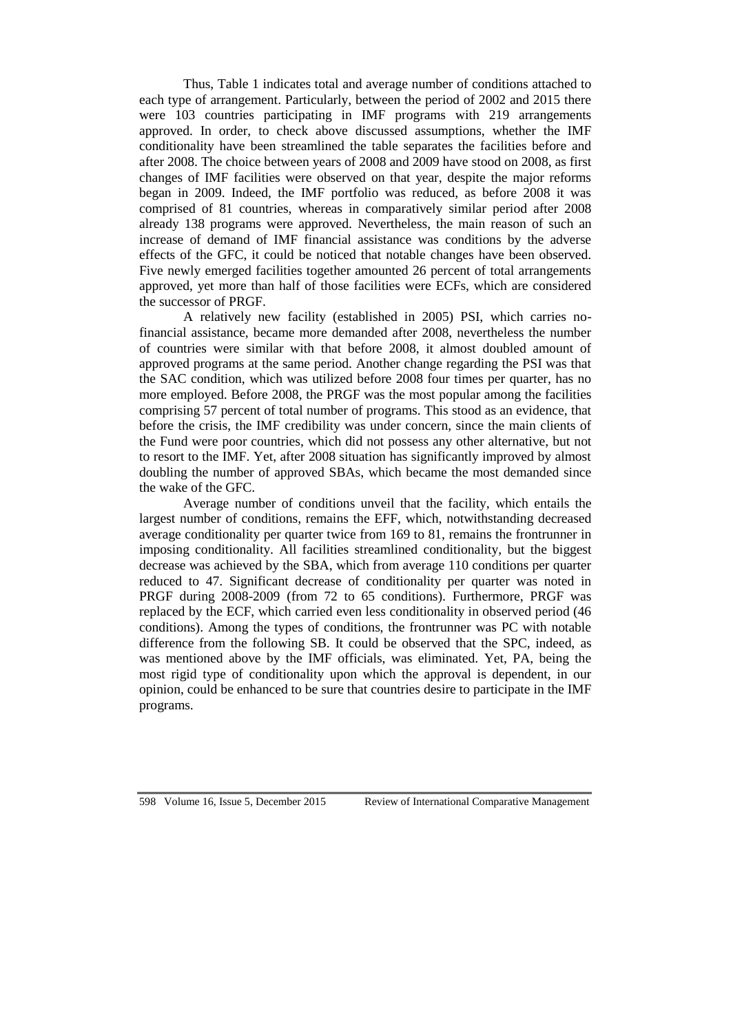Thus, Table 1 indicates total and average number of conditions attached to each type of arrangement. Particularly, between the period of 2002 and 2015 there were 103 countries participating in IMF programs with 219 arrangements approved. In order, to check above discussed assumptions, whether the IMF conditionality have been streamlined the table separates the facilities before and after 2008. The choice between years of 2008 and 2009 have stood on 2008, as first changes of IMF facilities were observed on that year, despite the major reforms began in 2009. Indeed, the IMF portfolio was reduced, as before 2008 it was comprised of 81 countries, whereas in comparatively similar period after 2008 already 138 programs were approved. Nevertheless, the main reason of such an increase of demand of IMF financial assistance was conditions by the adverse effects of the GFC, it could be noticed that notable changes have been observed. Five newly emerged facilities together amounted 26 percent of total arrangements approved, yet more than half of those facilities were ECFs, which are considered the successor of PRGF.

A relatively new facility (established in 2005) PSI, which carries no-financial assistance, became more demanded after 2008, nevertheless the number of countries were similar with that before 2008, it almost doubled amount of approved programs at the same period. Another change regarding the PSI was that the SAC condition, which was utilized before 2008 four times per quarter, has no more employed. Before 2008, the PRGF was the most popular among the facilities comprising 57 percent of total number of programs. This stood as an evidence, that before the crisis, the IMF credibility was under concern, since the main clients of the Fund were poor countries, which did not possess any other alternative, but not to resort to the IMF. Yet, after 2008 situation has significantly improved by almost doubling the number of approved SBAs, which became the most demanded since the wake of the GFC.

Average number of conditions unveil that the facility, which entails the largest number of conditions, remains the EFF, which, notwithstanding decreased average conditionality per quarter twice from 169 to 81, remains the frontrunner in imposing conditionality. All facilities streamlined conditionality, but the biggest decrease was achieved by the SBA, which from average 110 conditions per quarter reduced to 47. Significant decrease of conditionality per quarter was noted in PRGF during 2008-2009 (from 72 to 65 conditions). Furthermore, PRGF was replaced by the ECF, which carried even less conditionality in observed period (46 conditions). Among the types of conditions, the frontrunner was PC with notable difference from the following SB. It could be observed that the SPC, indeed, as was mentioned above by the IMF officials, was eliminated. Yet, PA, being the most rigid type of conditionality upon which the approval is dependent, in our opinion, could be enhanced to be sure that countries desire to participate in the IMF programs.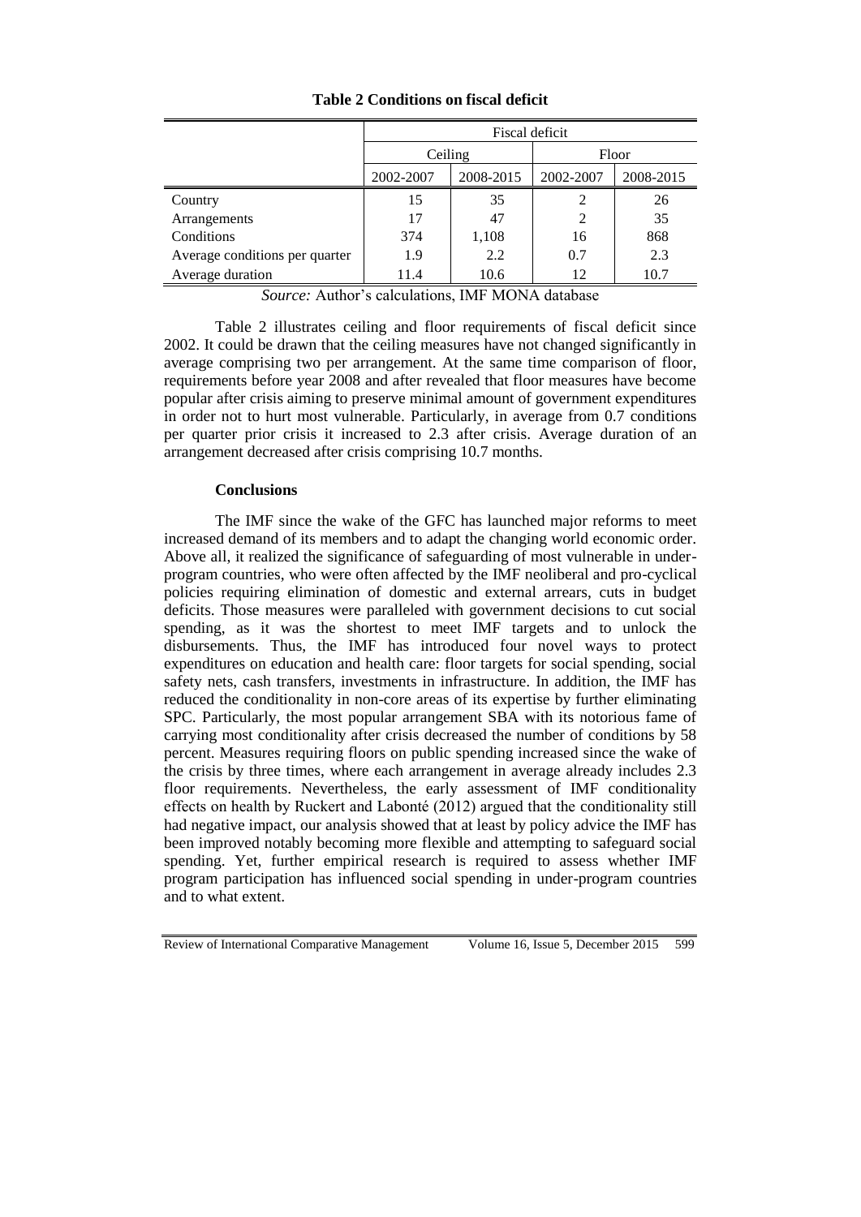**Table 2 Conditions on fiscal deficit**

| | Fiscal deficit | | | |
|---|---|---|---|---|
| | Ceiling | | Floor | |
| | 2002-2007 | 2008-2015 | 2002-2007 | 2008-2015 |
| Country | 15 | 35 | 2 | 26 |
| Arrangements | 17 | 47 | 2 | 35 |
| Conditions | 374 | 1,108 | 16 | 868 |
| Average conditions per quarter | 1.9 | 2.2 | 0.7 | 2.3 |
| Average duration | 11.4 | 10.6 | 12 | 10.7 |

*Source:* Author's calculations, IMF MONA database

Table 2 illustrates ceiling and floor requirements of fiscal deficit since 2002. It could be drawn that the ceiling measures have not changed significantly in average comprising two per arrangement. At the same time comparison of floor, requirements before year 2008 and after revealed that floor measures have become popular after crisis aiming to preserve minimal amount of government expenditures in order not to hurt most vulnerable. Particularly, in average from 0.7 conditions per quarter prior crisis it increased to 2.3 after crisis. Average duration of an arrangement decreased after crisis comprising 10.7 months.

**Conclusions**

The IMF since the wake of the GFC has launched major reforms to meet increased demand of its members and to adapt the changing world economic order. Above all, it realized the significance of safeguarding of most vulnerable in under-program countries, who were often affected by the IMF neoliberal and pro-cyclical policies requiring elimination of domestic and external arrears, cuts in budget deficits. Those measures were paralleled with government decisions to cut social spending, as it was the shortest to meet IMF targets and to unlock the disbursements. Thus, the IMF has introduced four novel ways to protect expenditures on education and health care: floor targets for social spending, social safety nets, cash transfers, investments in infrastructure. In addition, the IMF has reduced the conditionality in non-core areas of its expertise by further eliminating SPC. Particularly, the most popular arrangement SBA with its notorious fame of carrying most conditionality after crisis decreased the number of conditions by 58 percent. Measures requiring floors on public spending increased since the wake of the crisis by three times, where each arrangement in average already includes 2.3 floor requirements. Nevertheless, the early assessment of IMF conditionality effects on health by Ruckert and Labonté (2012) argued that the conditionality still had negative impact, our analysis showed that at least by policy advice the IMF has been improved notably becoming more flexible and attempting to safeguard social spending. Yet, further empirical research is required to assess whether IMF program participation has influenced social spending in under-program countries and to what extent.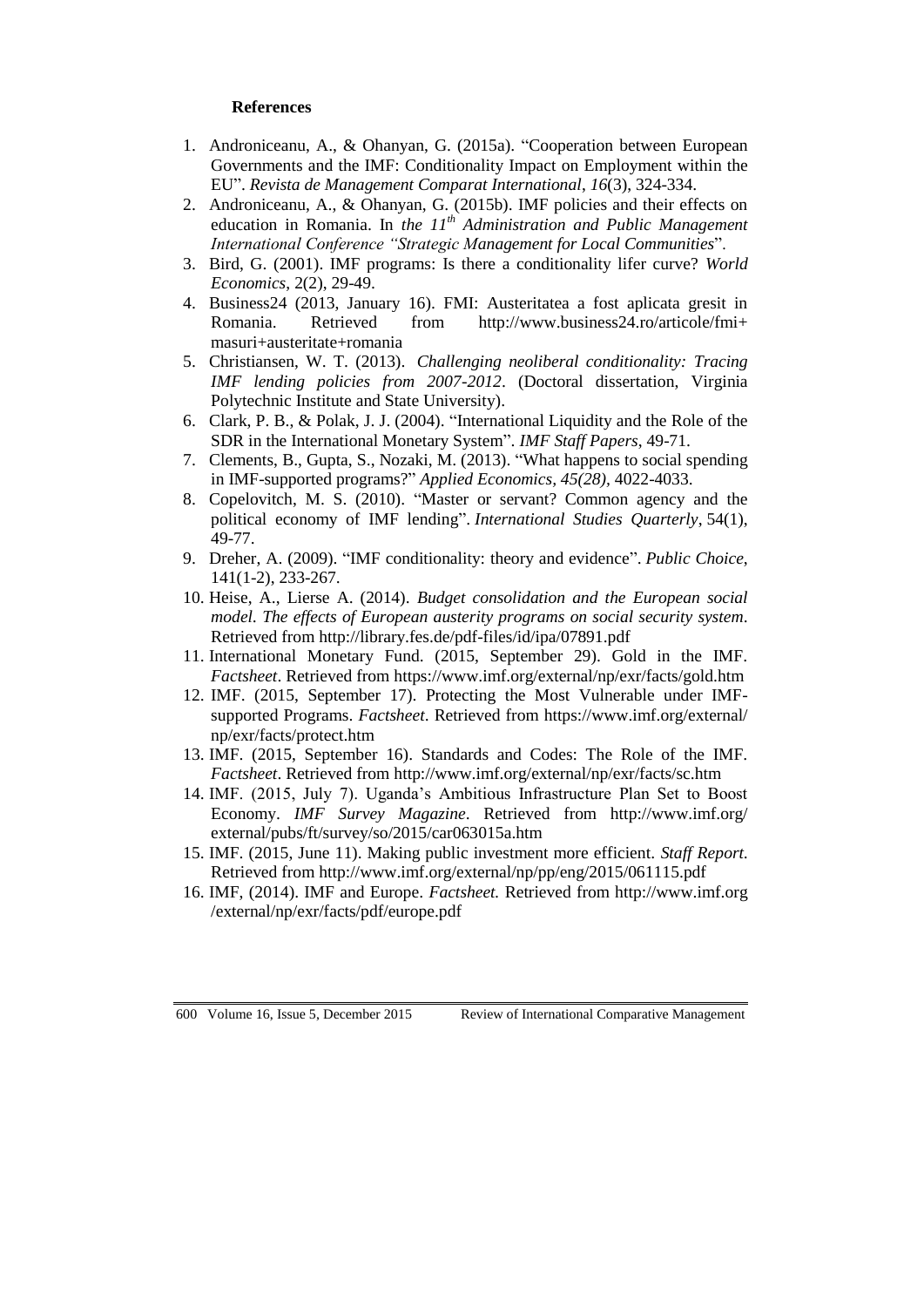**References**

1. Androniceanu, A., & Ohanyan, G. (2015a). "Cooperation between European Governments and the IMF: Conditionality Impact on Employment within the EU". *Revista de Management Comparat International*, *16*(3), 324-334.
2. Androniceanu, A., & Ohanyan, G. (2015b). IMF policies and their effects on education in Romania. In *the 11th Administration and Public Management International Conference "Strategic Management for Local Communities*".
3. Bird, G. (2001). IMF programs: Is there a conditionality lifer curve? *World Economics*, 2(2), 29-49.
4. Business24 (2013, January 16). FMI: Austeritatea a fost aplicata gresit in Romania. Retrieved from http://www.business24.ro/articole/fmi+masuri+austeritate+romania
5. Christiansen, W. T. (2013). *Challenging neoliberal conditionality: Tracing IMF lending policies from 2007-2012*. (Doctoral dissertation, Virginia Polytechnic Institute and State University).
6. Clark, P. B., & Polak, J. J. (2004). "International Liquidity and the Role of the SDR in the International Monetary System". *IMF Staff Papers*, 49-71.
7. Clements, B., Gupta, S., Nozaki, M. (2013). "What happens to social spending in IMF-supported programs?" *Applied Economics, 45(28)*, 4022-4033.
8. Copelovitch, M. S. (2010). "Master or servant? Common agency and the political economy of IMF lending". *International Studies Quarterly*, 54(1), 49-77.
9. Dreher, A. (2009). "IMF conditionality: theory and evidence". *Public Choice*, 141(1-2), 233-267.
10. Heise, A., Lierse A. (2014). *Budget consolidation and the European social model. The effects of European austerity programs on social security system*. Retrieved from http://library.fes.de/pdf-files/id/ipa/07891.pdf
11. International Monetary Fund. (2015, September 29). Gold in the IMF. *Factsheet*. Retrieved from https://www.imf.org/external/np/exr/facts/gold.htm
12. IMF. (2015, September 17). Protecting the Most Vulnerable under IMF-supported Programs. *Factsheet*. Retrieved from https://www.imf.org/external/np/exr/facts/protect.htm
13. IMF. (2015, September 16). Standards and Codes: The Role of the IMF. *Factsheet*. Retrieved from http://www.imf.org/external/np/exr/facts/sc.htm
14. IMF. (2015, July 7). Uganda's Ambitious Infrastructure Plan Set to Boost Economy. *IMF Survey Magazine*. Retrieved from http://www.imf.org/external/pubs/ft/survey/so/2015/car063015a.htm
15. IMF. (2015, June 11). Making public investment more efficient. *Staff Report*. Retrieved from http://www.imf.org/external/np/pp/eng/2015/061115.pdf
16. IMF, (2014). IMF and Europe. *Factsheet.* Retrieved from http://www.imf.org/external/np/exr/facts/pdf/europe.pdf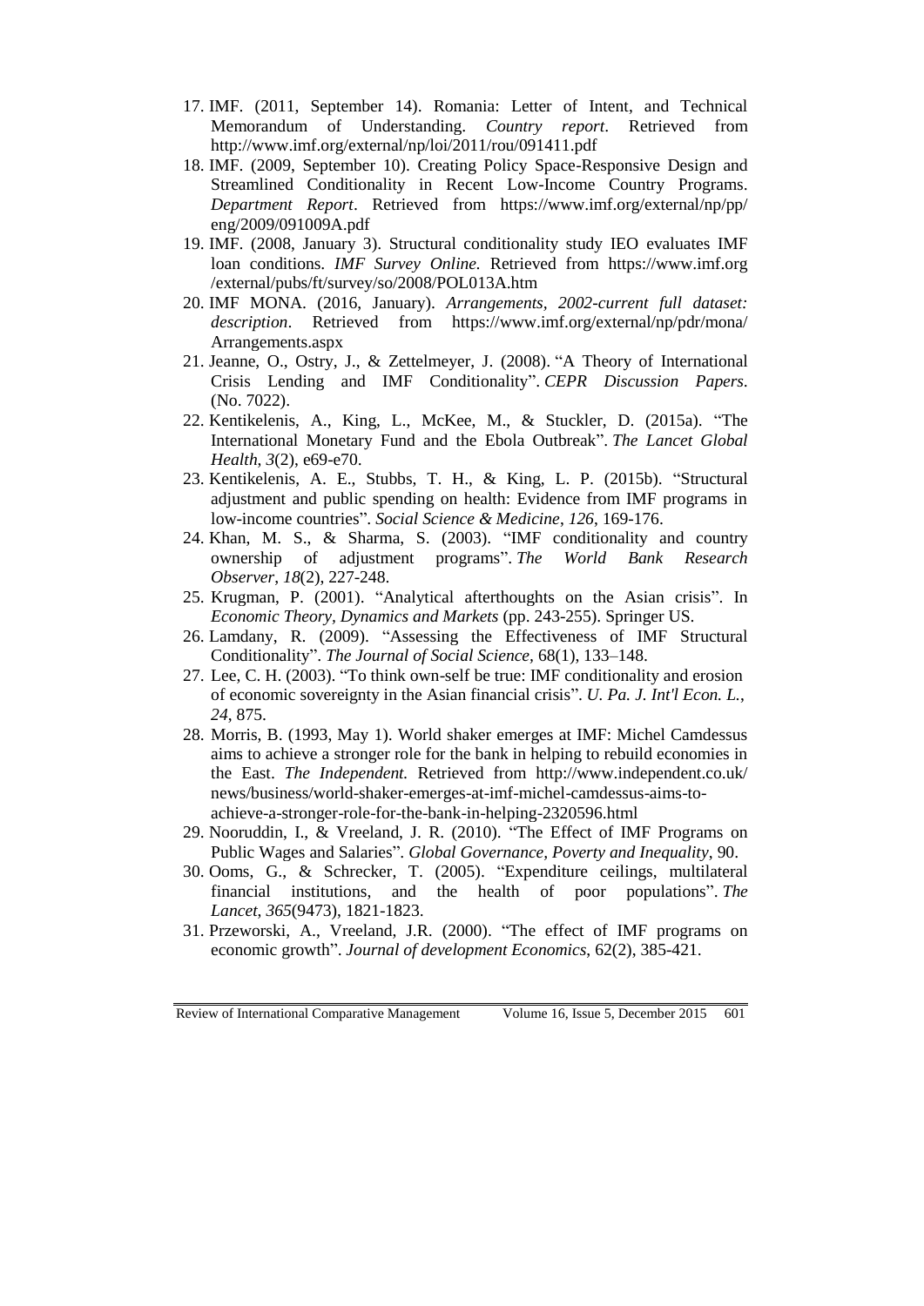17. IMF. (2011, September 14). Romania: Letter of Intent, and Technical Memorandum of Understanding. *Country report*. Retrieved from http://www.imf.org/external/np/loi/2011/rou/091411.pdf
18. IMF. (2009, September 10). Creating Policy Space-Responsive Design and Streamlined Conditionality in Recent Low-Income Country Programs. *Department Report*. Retrieved from https://www.imf.org/external/np/pp/eng/2009/091009A.pdf
19. IMF. (2008, January 3). Structural conditionality study IEO evaluates IMF loan conditions. *IMF Survey Online.* Retrieved from https://www.imf.org/external/pubs/ft/survey/so/2008/POL013A.htm
20. IMF MONA. (2016, January). *Arrangements, 2002-current full dataset: description*. Retrieved from https://www.imf.org/external/np/pdr/mona/Arrangements.aspx
21. Jeanne, O., Ostry, J., & Zettelmeyer, J. (2008). "A Theory of International Crisis Lending and IMF Conditionality". *CEPR Discussion Papers*. (No. 7022).
22. Kentikelenis, A., King, L., McKee, M., & Stuckler, D. (2015a). "The International Monetary Fund and the Ebola Outbreak". *The Lancet Global Health*, *3*(2), e69-e70.
23. Kentikelenis, A. E., Stubbs, T. H., & King, L. P. (2015b). "Structural adjustment and public spending on health: Evidence from IMF programs in low-income countries". *Social Science & Medicine*, *126*, 169-176.
24. Khan, M. S., & Sharma, S. (2003). "IMF conditionality and country ownership of adjustment programs". *The World Bank Research Observer*, *18*(2), 227-248.
25. Krugman, P. (2001). "Analytical afterthoughts on the Asian crisis". In *Economic Theory, Dynamics and Markets* (pp. 243-255). Springer US.
26. Lamdany, R. (2009). "Assessing the Effectiveness of IMF Structural Conditionality". *The Journal of Social Science,* 68(1), 133–148.
27. Lee, C. H. (2003). "To think own-self be true: IMF conditionality and erosion of economic sovereignty in the Asian financial crisis". *U. Pa. J. Int'l Econ. L.*, *24*, 875.
28. Morris, B. (1993, May 1). World shaker emerges at IMF: Michel Camdessus aims to achieve a stronger role for the bank in helping to rebuild economies in the East. *The Independent.* Retrieved from http://www.independent.co.uk/news/business/world-shaker-emerges-at-imf-michel-camdessus-aims-to-achieve-a-stronger-role-for-the-bank-in-helping-2320596.html
29. Nooruddin, I., & Vreeland, J. R. (2010). "The Effect of IMF Programs on Public Wages and Salaries". *Global Governance, Poverty and Inequality*, 90.
30. Ooms, G., & Schrecker, T. (2005). "Expenditure ceilings, multilateral financial institutions, and the health of poor populations". *The Lancet*, *365*(9473), 1821-1823.
31. Przeworski, A., Vreeland, J.R. (2000). "The effect of IMF programs on economic growth". *Journal of development Economics*, 62(2), 385-421.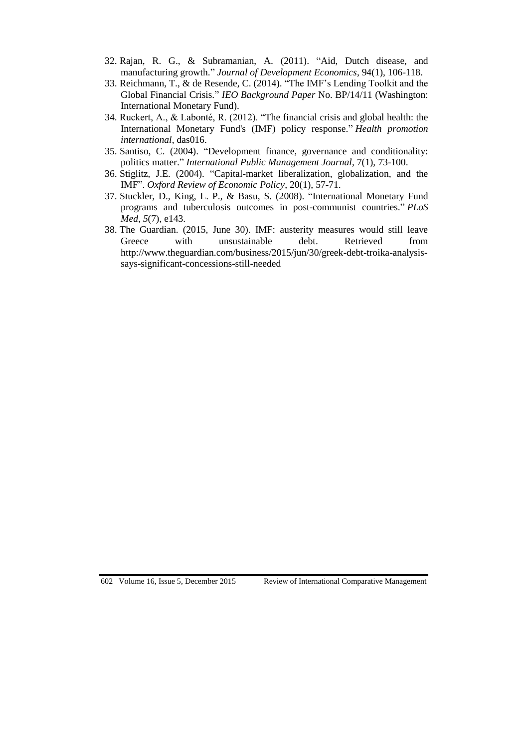32. Rajan, R. G., & Subramanian, A. (2011). "Aid, Dutch disease, and manufacturing growth." *Journal of Development Economics*, 94(1), 106-118.
33. Reichmann, T., & de Resende, C. (2014). "The IMF's Lending Toolkit and the Global Financial Crisis." *IEO Background Paper* No. BP/14/11 (Washington: International Monetary Fund).
34. Ruckert, A., & Labonté, R. (2012). "The financial crisis and global health: the International Monetary Fund's (IMF) policy response." *Health promotion international*, das016.
35. Santiso, C. (2004). "Development finance, governance and conditionality: politics matter." *International Public Management Journal*, 7(1), 73-100.
36. Stiglitz, J.E. (2004). "Capital-market liberalization, globalization, and the IMF". *Oxford Review of Economic Policy*, 20(1), 57-71.
37. Stuckler, D., King, L. P., & Basu, S. (2008). "International Monetary Fund programs and tuberculosis outcomes in post-communist countries." *PLoS Med*, *5*(7), e143.
38. The Guardian. (2015, June 30). IMF: austerity measures would still leave Greece with unsustainable debt. Retrieved from http://www.theguardian.com/business/2015/jun/30/greek-debt-troika-analysis-says-significant-concessions-still-needed